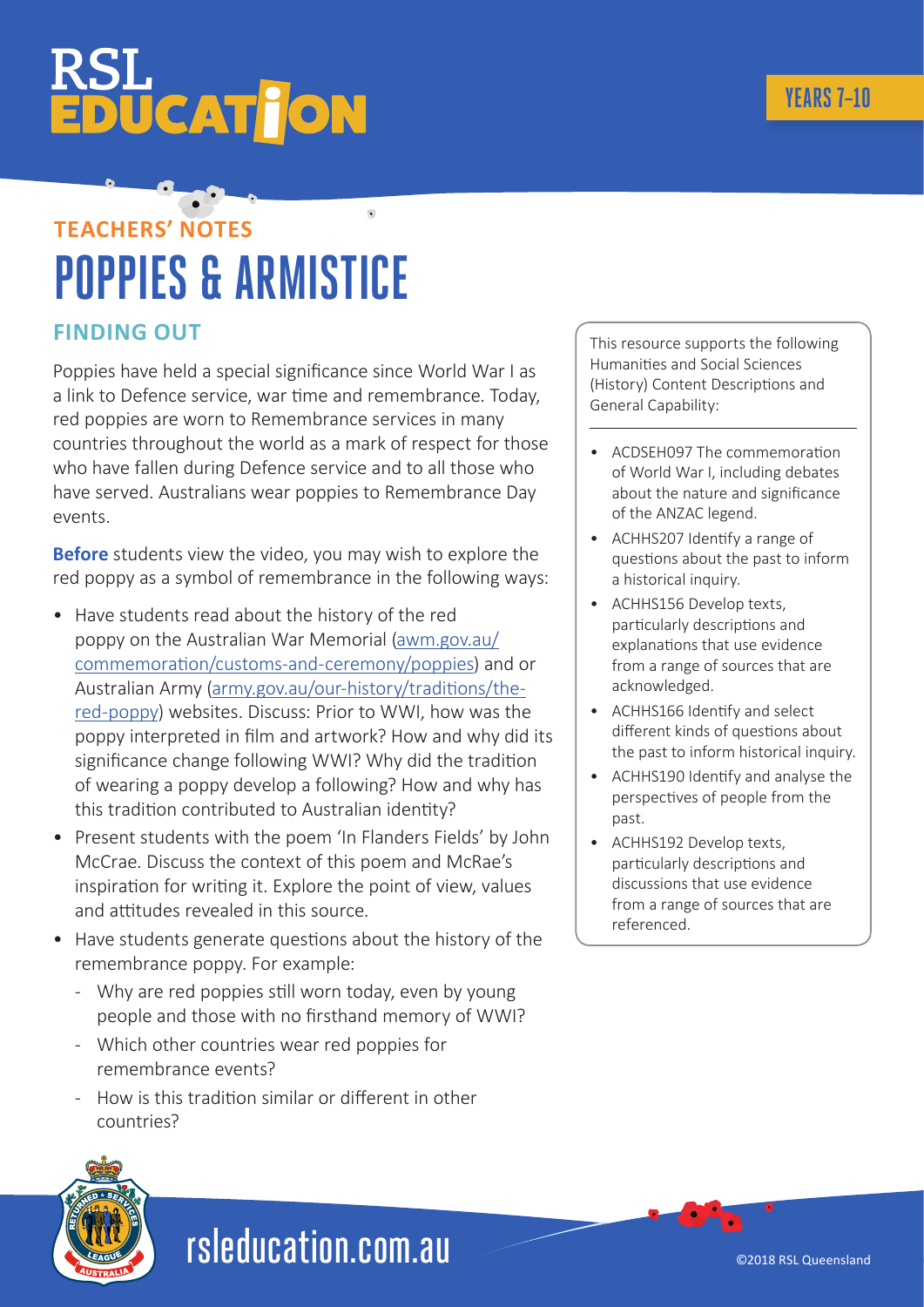# RSL EDUCATION

YEARS 7–10

## TEACHERS' NOTES

# POPPIES & ARMISTICE

### FINDING OUT

Poppies have held a special significance since World War I as a link to Defence service, war time and remembrance. Today, red poppies are worn to Remembrance services in many countries throughout the world as a mark of respect for those who have fallen during Defence service and to all those who have served. Australians wear poppies to Remembrance Day events.

**Before** students view the video, you may wish to explore the red poppy as a symbol of remembrance in the following ways:

- Have students read about the history of the red poppy on the Australian War Memorial (awm.gov.au/commemoration/customs-and-ceremony/poppies) and or Australian Army (army.gov.au/our-history/traditions/the-red-poppy) websites. Discuss: Prior to WWI, how was the poppy interpreted in film and artwork? How and why did its significance change following WWI? Why did the tradition of wearing a poppy develop a following? How and why has this tradition contributed to Australian identity?
- Present students with the poem 'In Flanders Fields' by John McCrae. Discuss the context of this poem and McRae's inspiration for writing it. Explore the point of view, values and attitudes revealed in this source.
- Have students generate questions about the history of the remembrance poppy. For example:
  - Why are red poppies still worn today, even by young people and those with no firsthand memory of WWI?
  - Which other countries wear red poppies for remembrance events?
  - How is this tradition similar or different in other countries?

This resource supports the following Humanities and Social Sciences (History) Content Descriptions and General Capability:

- ACDSEH097 The commemoration of World War I, including debates about the nature and significance of the ANZAC legend.
- ACHHS207 Identify a range of questions about the past to inform a historical inquiry.
- ACHHS156 Develop texts, particularly descriptions and explanations that use evidence from a range of sources that are acknowledged.
- ACHHS166 Identify and select different kinds of questions about the past to inform historical inquiry.
- ACHHS190 Identify and analyse the perspectives of people from the past.
- ACHHS192 Develop texts, particularly descriptions and discussions that use evidence from a range of sources that are referenced.

rsleducation.com.au

©2018 RSL Queensland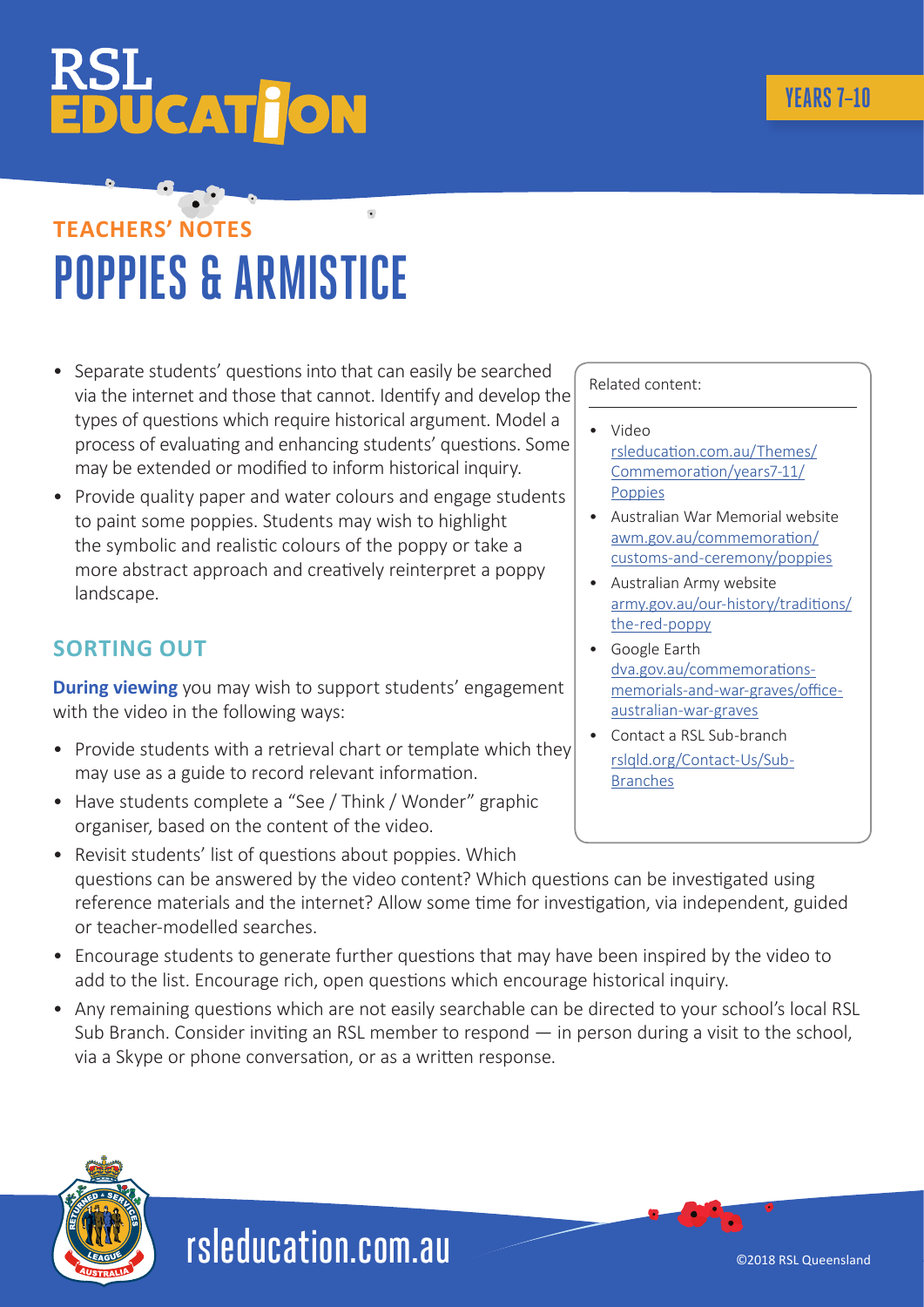# TEACHERS' NOTES

# POPPIES & ARMISTICE

YEARS 7–10

- Separate students' questions into that can easily be searched via the internet and those that cannot. Identify and develop the types of questions which require historical argument. Model a process of evaluating and enhancing students' questions. Some may be extended or modified to inform historical inquiry.
- Provide quality paper and water colours and engage students to paint some poppies. Students may wish to highlight the symbolic and realistic colours of the poppy or take a more abstract approach and creatively reinterpret a poppy landscape.

## SORTING OUT

**During viewing** you may wish to support students' engagement with the video in the following ways:

- Provide students with a retrieval chart or template which they may use as a guide to record relevant information.
- Have students complete a "See / Think / Wonder" graphic organiser, based on the content of the video.
- Revisit students' list of questions about poppies. Which questions can be answered by the video content? Which questions can be investigated using reference materials and the internet? Allow some time for investigation, via independent, guided or teacher-modelled searches.
- Encourage students to generate further questions that may have been inspired by the video to add to the list. Encourage rich, open questions which encourage historical inquiry.
- Any remaining questions which are not easily searchable can be directed to your school's local RSL Sub Branch. Consider inviting an RSL member to respond — in person during a visit to the school, via a Skype or phone conversation, or as a written response.

Related content:

- Video
  rsleducation.com.au/Themes/Commemoration/years7-11/Poppies
- Australian War Memorial website
  awm.gov.au/commemoration/customs-and-ceremony/poppies
- Australian Army website
  army.gov.au/our-history/traditions/the-red-poppy
- Google Earth
  dva.gov.au/commemorations-memorials-and-war-graves/office-australian-war-graves
- Contact a RSL Sub-branch
  rslqld.org/Contact-Us/Sub-Branches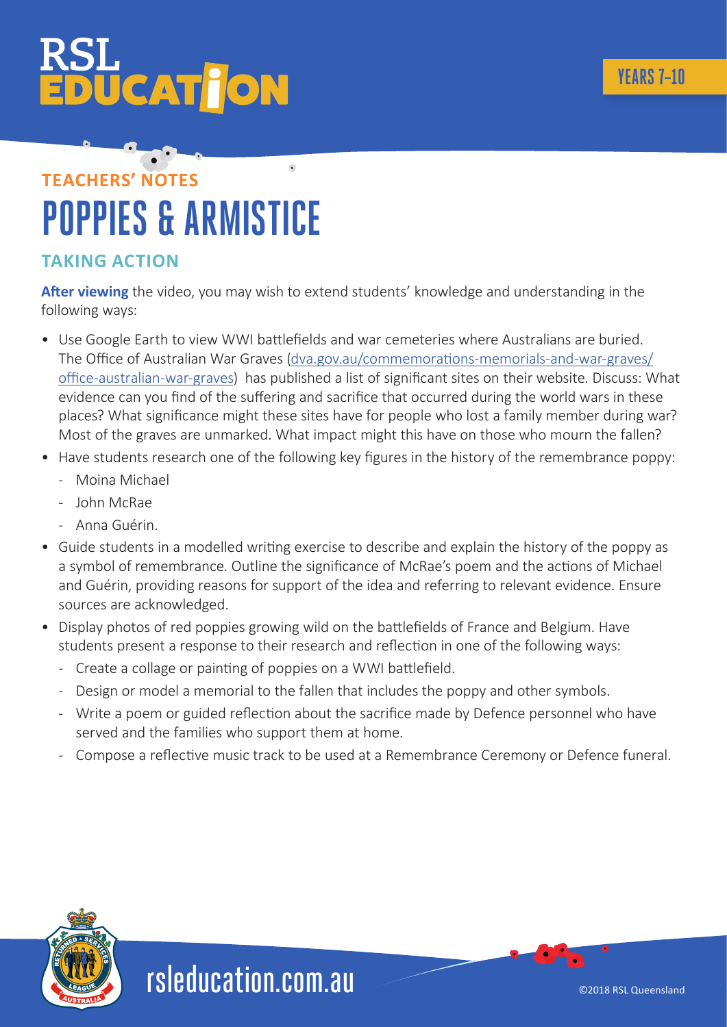TEACHERS' NOTES

# POPPIES & ARMISTICE

YEARS 7–10

## TAKING ACTION

**After viewing** the video, you may wish to extend students' knowledge and understanding in the following ways:

- Use Google Earth to view WWI battlefields and war cemeteries where Australians are buried. The Office of Australian War Graves (dva.gov.au/commemorations-memorials-and-war-graves/office-australian-war-graves) has published a list of significant sites on their website. Discuss: What evidence can you find of the suffering and sacrifice that occurred during the world wars in these places? What significance might these sites have for people who lost a family member during war? Most of the graves are unmarked. What impact might this have on those who mourn the fallen?
- Have students research one of the following key figures in the history of the remembrance poppy:
  - Moina Michael
  - John McRae
  - Anna Guérin.
- Guide students in a modelled writing exercise to describe and explain the history of the poppy as a symbol of remembrance. Outline the significance of McRae's poem and the actions of Michael and Guérin, providing reasons for support of the idea and referring to relevant evidence. Ensure sources are acknowledged.
- Display photos of red poppies growing wild on the battlefields of France and Belgium. Have students present a response to their research and reflection in one of the following ways:
  - Create a collage or painting of poppies on a WWI battlefield.
  - Design or model a memorial to the fallen that includes the poppy and other symbols.
  - Write a poem or guided reflection about the sacrifice made by Defence personnel who have served and the families who support them at home.
  - Compose a reflective music track to be used at a Remembrance Ceremony or Defence funeral.

rsleducation.com.au

©2018 RSL Queensland